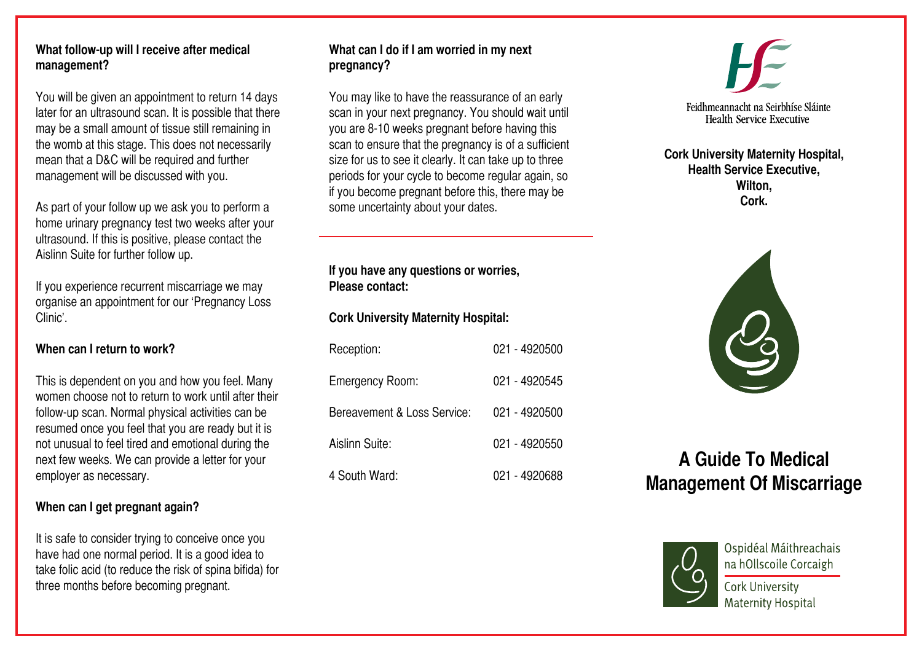## What follow-up will I receive after medical management?

You will be given an appointment to return 14 days later for an ultrasound scan. It is possible that there may be a small amount of tissue still remaining in the womb at this stage. This does not necessarily mean that a D&C will be required and further management will be discussed with you.

As part of your follow up we ask you to perform a home urinary pregnancy test two weeks after your ultrasound. If this is positive, please contact the Aislinn Suite for further follow up.

If you experience recurrent miscarriage we may organise an appointment for our 'Pregnancy Loss Clinic'.

## When can I return to work?

This is dependent on you and how you feel. Many women choose not to return to work until after their follow-up scan. Normal physical activities can be resumed once you feel that you are ready but it is not unusual to feel tired and emotional during the next few weeks. We can provide a letter for your employer as necessary.

## When can I get pregnant again?

It is safe to consider trying to conceive once you have had one normal period. It is a good idea to take folic acid (to reduce the risk of spina bifida) for three months before becoming pregnant.

## What can I do if I am worried in my next pregnancy?

You may like to have the reassurance of an early scan in your next pregnancy. You should wait until you are 8-10 weeks pregnant before having this scan to ensure that the pregnancy is of a sufficient size for us to see it clearly. It can take up to three periods for your cycle to become regular again, so if you become pregnant before this, there may be some uncertainty about your dates.

---

**If you have any questions or worries, Please contact:**

**Cork University Maternity Hospital:**

| | |
|---|---|
| Reception: | 021 - 4920500 |
| Emergency Room: | 021 - 4920545 |
| Bereavement & Loss Service: | 021 - 4920500 |
| Aislinn Suite: | 021 - 4920550 |
| 4 South Ward: | 021 - 4920688 |

Feidhmeannacht na Seirbhíse Sláinte
Health Service Executive

**Cork University Maternity Hospital,**
**Health Service Executive,**
**Wilton,**
**Cork.**

# A Guide To Medical Management Of Miscarriage

Ospidéal Máithreachais na hOllscoile Corcaigh
Cork University Maternity Hospital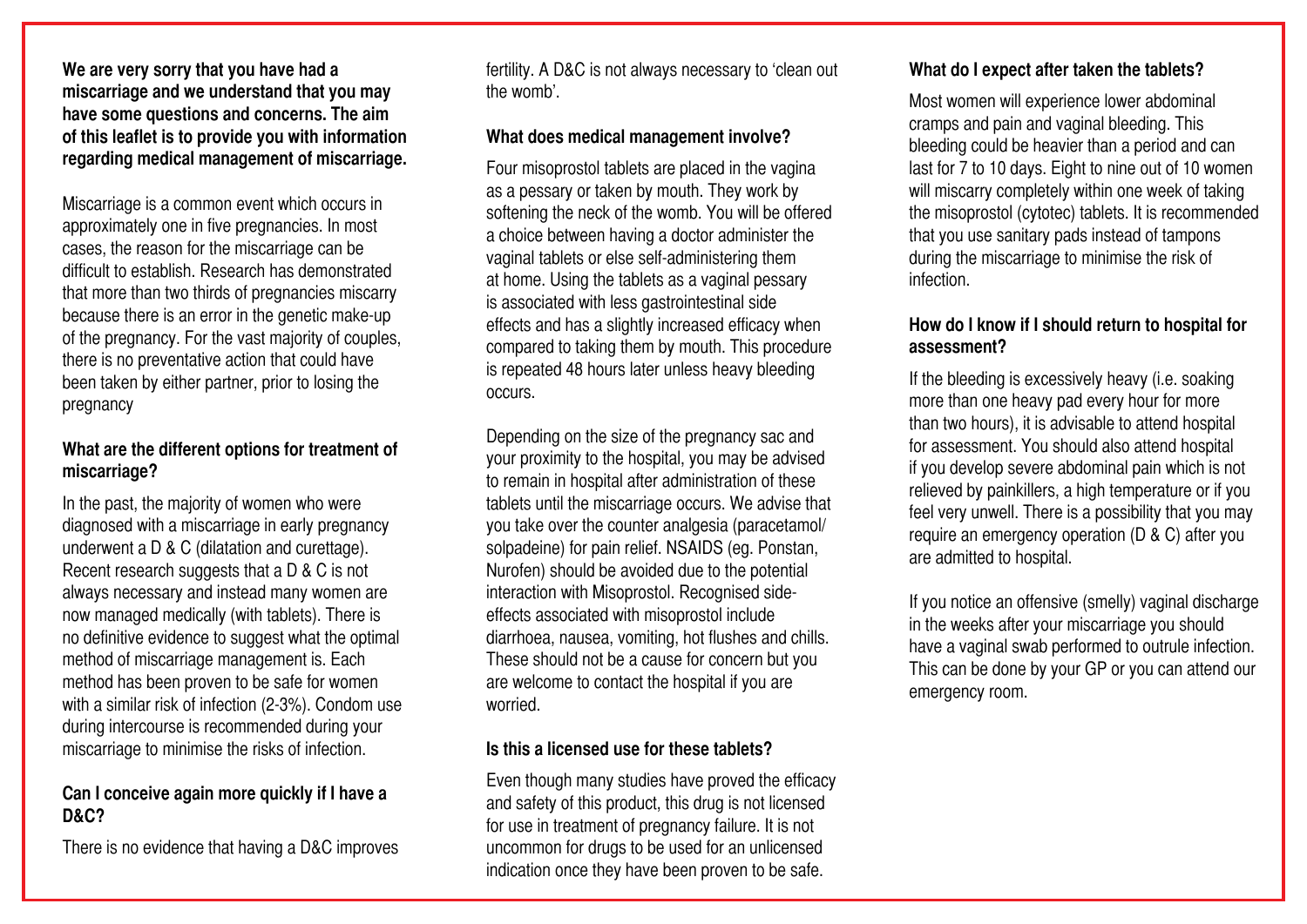**We are very sorry that you have had a miscarriage and we understand that you may have some questions and concerns. The aim of this leaflet is to provide you with information regarding medical management of miscarriage.**

Miscarriage is a common event which occurs in approximately one in five pregnancies. In most cases, the reason for the miscarriage can be difficult to establish. Research has demonstrated that more than two thirds of pregnancies miscarry because there is an error in the genetic make-up of the pregnancy. For the vast majority of couples, there is no preventative action that could have been taken by either partner, prior to losing the pregnancy

### What are the different options for treatment of miscarriage?

In the past, the majority of women who were diagnosed with a miscarriage in early pregnancy underwent a D & C (dilatation and curettage). Recent research suggests that a D & C is not always necessary and instead many women are now managed medically (with tablets). There is no definitive evidence to suggest what the optimal method of miscarriage management is. Each method has been proven to be safe for women with a similar risk of infection (2-3%). Condom use during intercourse is recommended during your miscarriage to minimise the risks of infection.

### Can I conceive again more quickly if I have a D&C?

There is no evidence that having a D&C improves fertility. A D&C is not always necessary to 'clean out the womb'.

### What does medical management involve?

Four misoprostol tablets are placed in the vagina as a pessary or taken by mouth. They work by softening the neck of the womb. You will be offered a choice between having a doctor administer the vaginal tablets or else self-administering them at home. Using the tablets as a vaginal pessary is associated with less gastrointestinal side effects and has a slightly increased efficacy when compared to taking them by mouth. This procedure is repeated 48 hours later unless heavy bleeding occurs.

Depending on the size of the pregnancy sac and your proximity to the hospital, you may be advised to remain in hospital after administration of these tablets until the miscarriage occurs. We advise that you take over the counter analgesia (paracetamol/ solpadeine) for pain relief. NSAIDS (eg. Ponstan, Nurofen) should be avoided due to the potential interaction with Misoprostol. Recognised side-effects associated with misoprostol include diarrhoea, nausea, vomiting, hot flushes and chills. These should not be a cause for concern but you are welcome to contact the hospital if you are worried.

### Is this a licensed use for these tablets?

Even though many studies have proved the efficacy and safety of this product, this drug is not licensed for use in treatment of pregnancy failure. It is not uncommon for drugs to be used for an unlicensed indication once they have been proven to be safe.

### What do I expect after taken the tablets?

Most women will experience lower abdominal cramps and pain and vaginal bleeding. This bleeding could be heavier than a period and can last for 7 to 10 days. Eight to nine out of 10 women will miscarry completely within one week of taking the misoprostol (cytotec) tablets. It is recommended that you use sanitary pads instead of tampons during the miscarriage to minimise the risk of infection.

### How do I know if I should return to hospital for assessment?

If the bleeding is excessively heavy (i.e. soaking more than one heavy pad every hour for more than two hours), it is advisable to attend hospital for assessment. You should also attend hospital if you develop severe abdominal pain which is not relieved by painkillers, a high temperature or if you feel very unwell. There is a possibility that you may require an emergency operation (D & C) after you are admitted to hospital.

If you notice an offensive (smelly) vaginal discharge in the weeks after your miscarriage you should have a vaginal swab performed to outrule infection. This can be done by your GP or you can attend our emergency room.